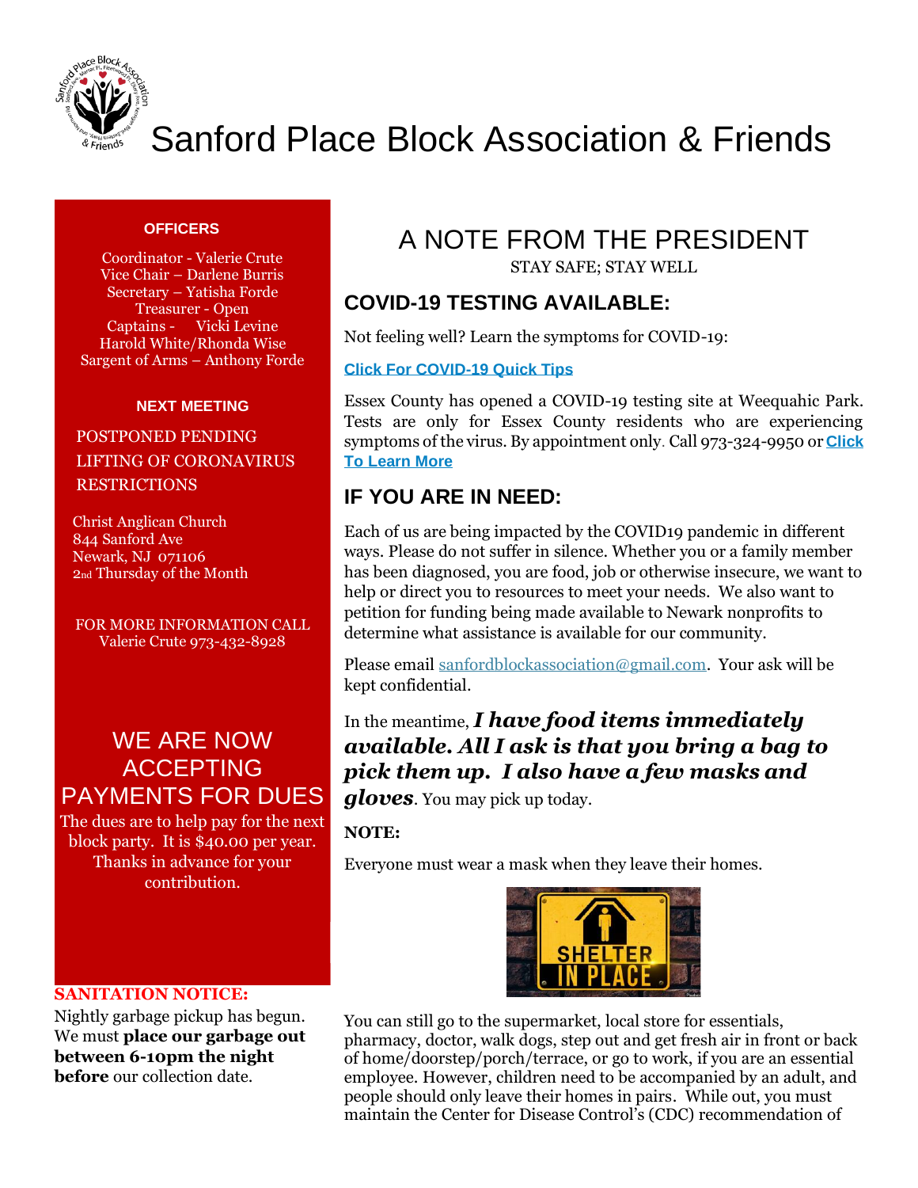# Sanford Place Block Association & Friends

**OFFICERS**

Coordinator - Valerie Crute
Vice Chair – Darlene Burris
Secretary – Yatisha Forde
Treasurer - Open
Captains - Vicki Levine
Harold White/Rhonda Wise
Sargent of Arms – Anthony Forde

**NEXT MEETING**

POSTPONED PENDING LIFTING OF CORONAVIRUS RESTRICTIONS

Christ Anglican Church
844 Sanford Ave
Newark, NJ 071106
2nd Thursday of the Month

FOR MORE INFORMATION CALL
Valerie Crute 973-432-8928

## WE ARE NOW ACCEPTING PAYMENTS FOR DUES

The dues are to help pay for the next block party. It is $40.00 per year. Thanks in advance for your contribution.

**SANITATION NOTICE:**

Nightly garbage pickup has begun. We must **place our garbage out between 6-10pm the night before** our collection date.

# A NOTE FROM THE PRESIDENT

STAY SAFE; STAY WELL

## COVID-19 TESTING AVAILABLE:

Not feeling well? Learn the symptoms for COVID-19:

**Click For COVID-19 Quick Tips**

Essex County has opened a COVID-19 testing site at Weequahic Park. Tests are only for Essex County residents who are experiencing symptoms of the virus. By appointment only. Call 973-324-9950 or **Click To Learn More**

## IF YOU ARE IN NEED:

Each of us are being impacted by the COVID19 pandemic in different ways. Please do not suffer in silence. Whether you or a family member has been diagnosed, you are food, job or otherwise insecure, we want to help or direct you to resources to meet your needs. We also want to petition for funding being made available to Newark nonprofits to determine what assistance is available for our community.

Please email sanfordblockassociation@gmail.com. Your ask will be kept confidential.

In the meantime, ***I have food items immediately available. All I ask is that you bring a bag to pick them up. I also have a few masks and gloves***. You may pick up today.

**NOTE:**

Everyone must wear a mask when they leave their homes.

SHELTER IN PLACE

You can still go to the supermarket, local store for essentials, pharmacy, doctor, walk dogs, step out and get fresh air in front or back of home/doorstep/porch/terrace, or go to work, if you are an essential employee. However, children need to be accompanied by an adult, and people should only leave their homes in pairs. While out, you must maintain the Center for Disease Control's (CDC) recommendation of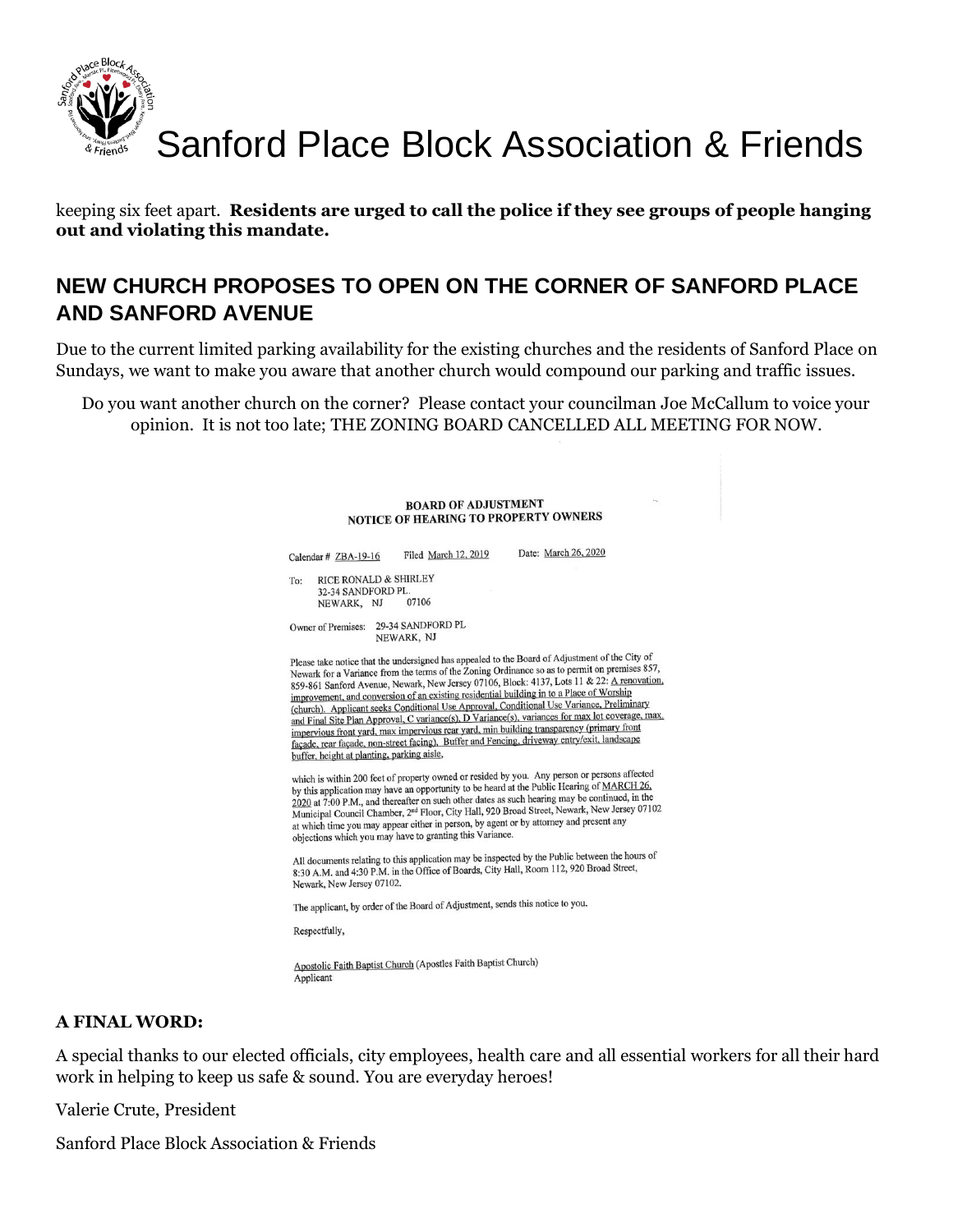# Sanford Place Block Association & Friends

keeping six feet apart. **Residents are urged to call the police if they see groups of people hanging out and violating this mandate.**

## NEW CHURCH PROPOSES TO OPEN ON THE CORNER OF SANFORD PLACE AND SANFORD AVENUE

Due to the current limited parking availability for the existing churches and the residents of Sanford Place on Sundays, we want to make you aware that another church would compound our parking and traffic issues.

Do you want another church on the corner? Please contact your councilman Joe McCallum to voice your opinion. It is not too late; THE ZONING BOARD CANCELLED ALL MEETING FOR NOW.

**BOARD OF ADJUSTMENT**
**NOTICE OF HEARING TO PROPERTY OWNERS**

Calendar # ZBA-19-16 Filed March 12, 2019 Date: March 26, 2020

To: RICE RONALD & SHIRLEY
32-34 SANDFORD PL.
NEWARK, NJ 07106

Owner of Premises: 29-34 SANDFORD PL
NEWARK, NJ

Please take notice that the undersigned has appealed to the Board of Adjustment of the City of Newark for a Variance from the terms of the Zoning Ordinance so as to permit on premises 857, 859-861 Sanford Avenue, Newark, New Jersey 07106, Block: 4137, Lots 11 & 22: A renovation, improvement, and conversion of an existing residential building in to a Place of Worship (church). Applicant seeks Conditional Use Approval, Conditional Use Variance, Preliminary and Final Site Plan Approval, C variance(s), D Variance(s), variances for max lot coverage, max. impervious front yard, max impervious rear yard, min building transparency (primary front façade, rear façade, non-street facing), Buffer and Fencing, driveway entry/exit, landscape buffer, height at planting, parking aisle,

which is within 200 feet of property owned or resided by you. Any person or persons affected by this application may have an opportunity to be heard at the Public Hearing of MARCH 26, 2020 at 7:00 P.M., and thereafter on such other dates as such hearing may be continued, in the Municipal Council Chamber, 2nd Floor, City Hall, 920 Broad Street, Newark, New Jersey 07102 at which time you may appear either in person, by agent or by attorney and present any objections which you may have to granting this Variance.

All documents relating to this application may be inspected by the Public between the hours of 8:30 A.M. and 4:30 P.M. in the Office of Boards, City Hall, Room 112, 920 Broad Street, Newark, New Jersey 07102.

The applicant, by order of the Board of Adjustment, sends this notice to you.

Respectfully,

Apostolic Faith Baptist Church (Apostles Faith Baptist Church)
Applicant

**A FINAL WORD:**

A special thanks to our elected officials, city employees, health care and all essential workers for all their hard work in helping to keep us safe & sound. You are everyday heroes!

Valerie Crute, President

Sanford Place Block Association & Friends